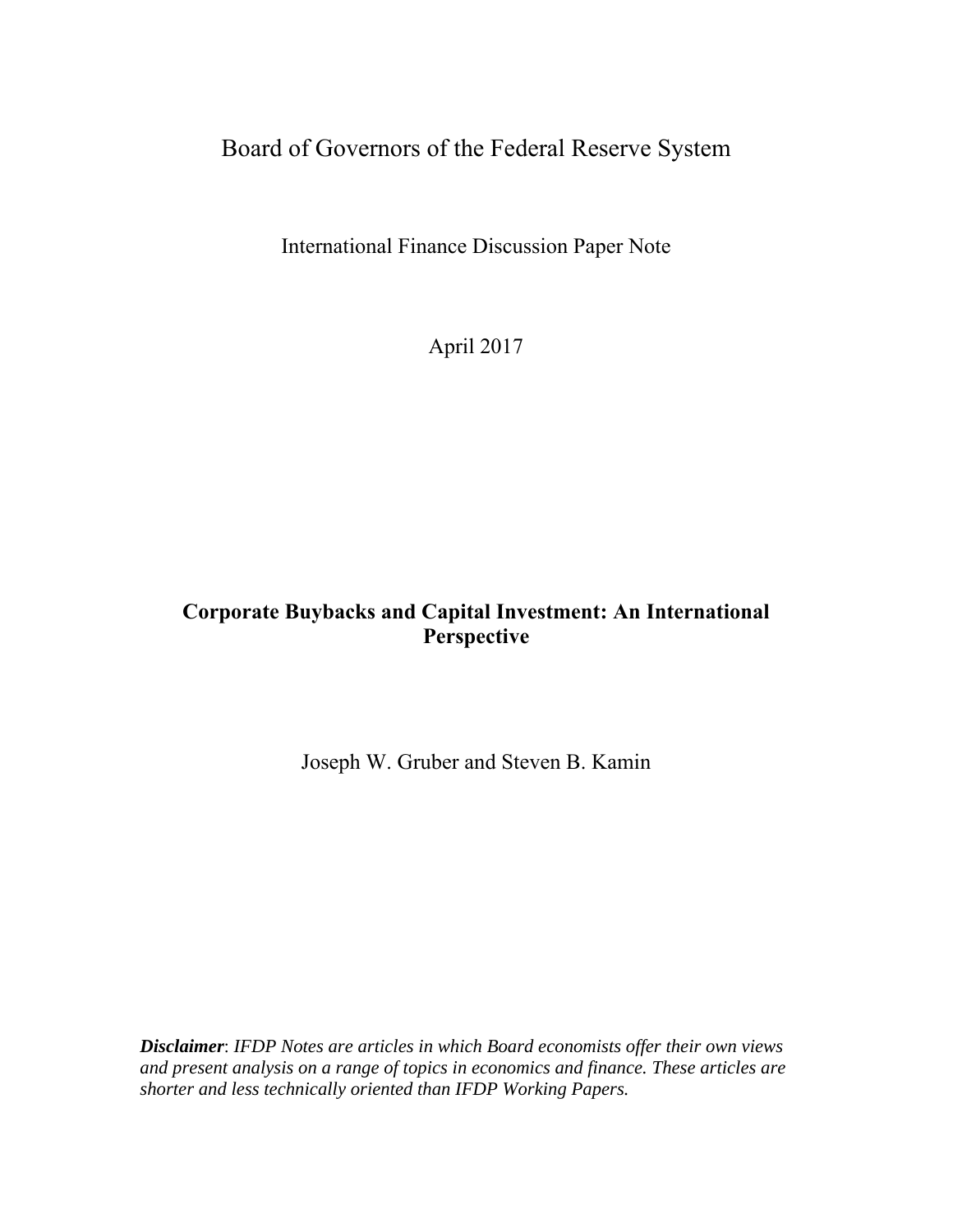Board of Governors of the Federal Reserve System

International Finance Discussion Paper Note

April 2017

# Corporate Buybacks and Capital Investment: An International Perspective

Joseph W. Gruber and Steven B. Kamin

***Disclaimer***: *IFDP Notes are articles in which Board economists offer their own views and present analysis on a range of topics in economics and finance. These articles are shorter and less technically oriented than IFDP Working Papers.*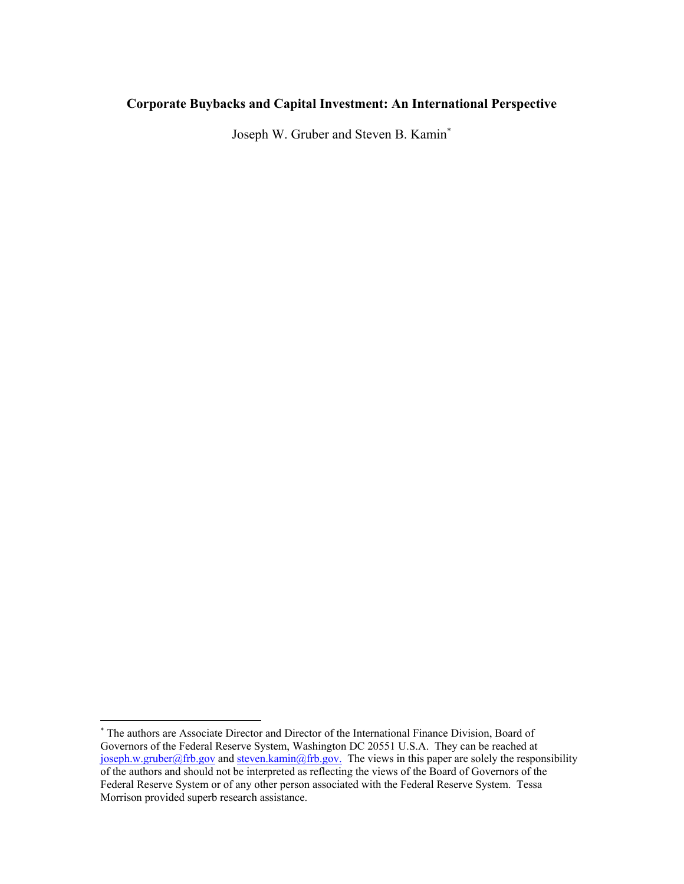**Corporate Buybacks and Capital Investment: An International Perspective**

Joseph W. Gruber and Steven B. Kamin[*]

---

[*] The authors are Associate Director and Director of the International Finance Division, Board of Governors of the Federal Reserve System, Washington DC 20551 U.S.A. They can be reached at joseph.w.gruber@frb.gov and steven.kamin@frb.gov. The views in this paper are solely the responsibility of the authors and should not be interpreted as reflecting the views of the Board of Governors of the Federal Reserve System or of any other person associated with the Federal Reserve System. Tessa Morrison provided superb research assistance.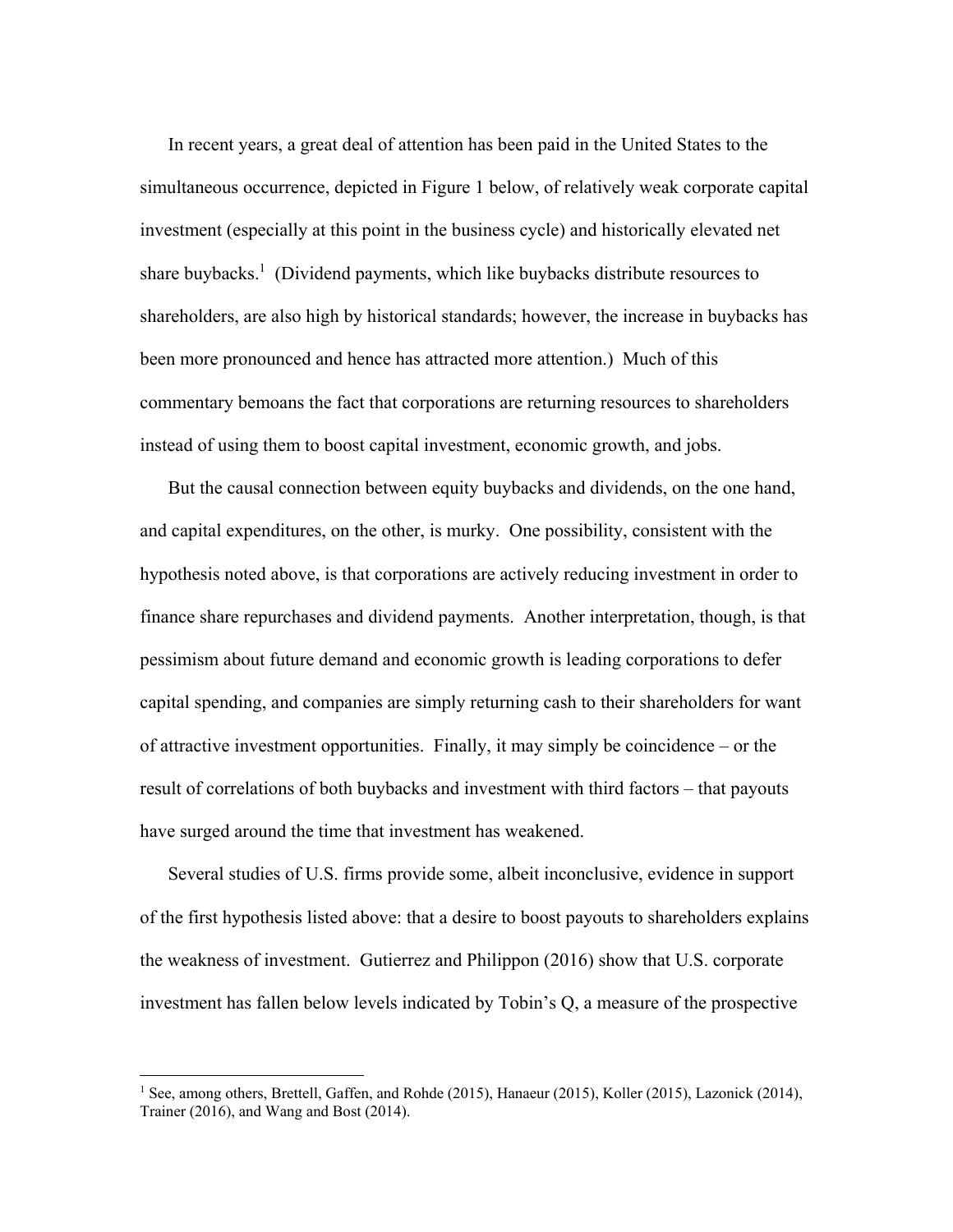In recent years, a great deal of attention has been paid in the United States to the simultaneous occurrence, depicted in Figure 1 below, of relatively weak corporate capital investment (especially at this point in the business cycle) and historically elevated net share buybacks.[1] (Dividend payments, which like buybacks distribute resources to shareholders, are also high by historical standards; however, the increase in buybacks has been more pronounced and hence has attracted more attention.) Much of this commentary bemoans the fact that corporations are returning resources to shareholders instead of using them to boost capital investment, economic growth, and jobs.

But the causal connection between equity buybacks and dividends, on the one hand, and capital expenditures, on the other, is murky. One possibility, consistent with the hypothesis noted above, is that corporations are actively reducing investment in order to finance share repurchases and dividend payments. Another interpretation, though, is that pessimism about future demand and economic growth is leading corporations to defer capital spending, and companies are simply returning cash to their shareholders for want of attractive investment opportunities. Finally, it may simply be coincidence – or the result of correlations of both buybacks and investment with third factors – that payouts have surged around the time that investment has weakened.

Several studies of U.S. firms provide some, albeit inconclusive, evidence in support of the first hypothesis listed above: that a desire to boost payouts to shareholders explains the weakness of investment. Gutierrez and Philippon (2016) show that U.S. corporate investment has fallen below levels indicated by Tobin's Q, a measure of the prospective

[1] See, among others, Brettell, Gaffen, and Rohde (2015), Hanaeur (2015), Koller (2015), Lazonick (2014), Trainer (2016), and Wang and Bost (2014).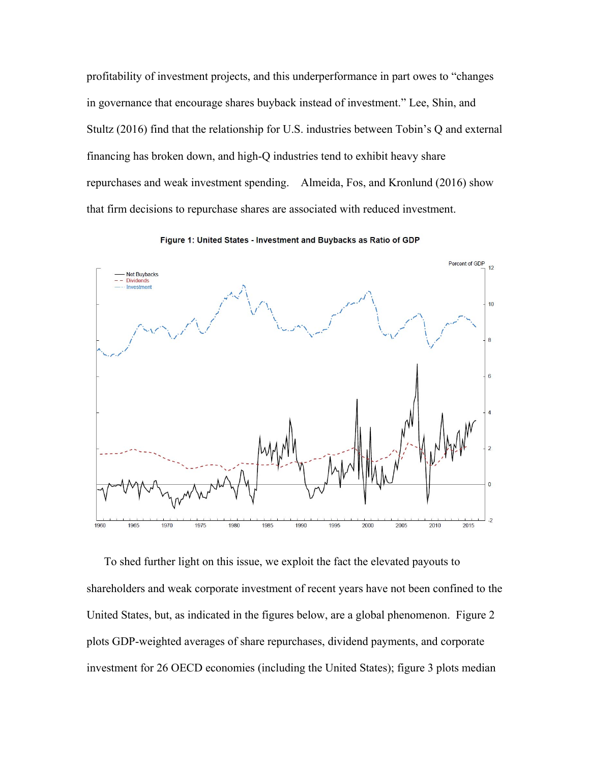profitability of investment projects, and this underperformance in part owes to "changes in governance that encourage shares buyback instead of investment." Lee, Shin, and Stultz (2016) find that the relationship for U.S. industries between Tobin's Q and external financing has broken down, and high-Q industries tend to exhibit heavy share repurchases and weak investment spending. Almeida, Fos, and Kronlund (2016) show that firm decisions to repurchase shares are associated with reduced investment.

**Figure 1: United States - Investment and Buybacks as Ratio of GDP**

Net Buybacks
Dividends
Investment

Percent of GDP

12
10
8
6
4
2
0
-2

1960 1965 1970 1975 1980 1985 1990 1995 2000 2005 2010 2015

To shed further light on this issue, we exploit the fact the elevated payouts to shareholders and weak corporate investment of recent years have not been confined to the United States, but, as indicated in the figures below, are a global phenomenon. Figure 2 plots GDP-weighted averages of share repurchases, dividend payments, and corporate investment for 26 OECD economies (including the United States); figure 3 plots median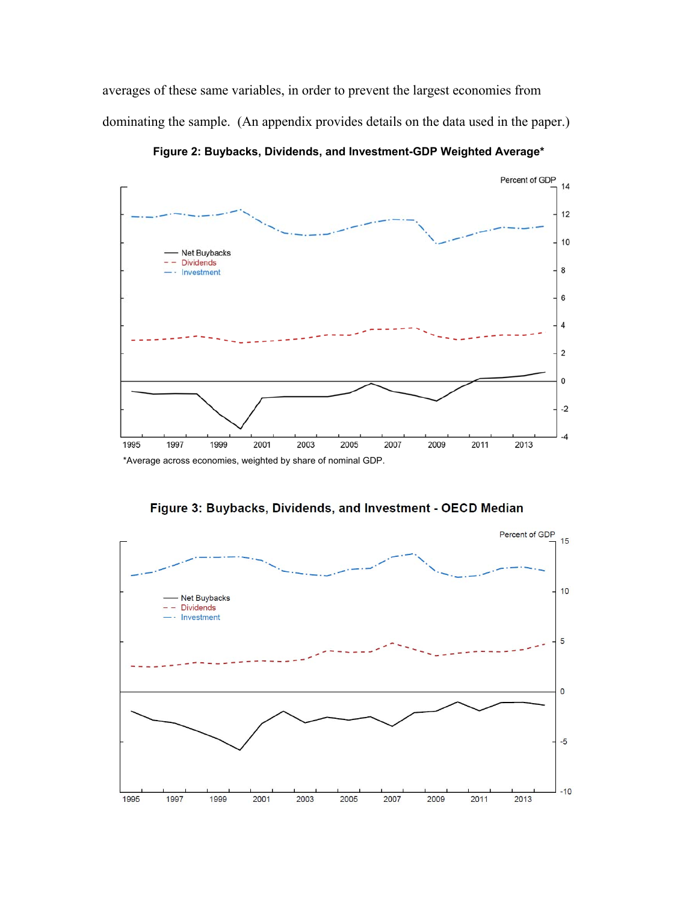averages of these same variables, in order to prevent the largest economies from dominating the sample. (An appendix provides details on the data used in the paper.)

**Figure 2: Buybacks, Dividends, and Investment-GDP Weighted Average***

Percent of GDP

14
12
10
8
6
4
2
0
-2
-4

Net Buybacks
Dividends
Investment

1995 1997 1999 2001 2003 2005 2007 2009 2011 2013

*Average across economies, weighted by share of nominal GDP.

**Figure 3: Buybacks, Dividends, and Investment - OECD Median**

Percent of GDP

15
10
5
0
-5
-10

Net Buybacks
Dividends
Investment

1995 1997 1999 2001 2003 2005 2007 2009 2011 2013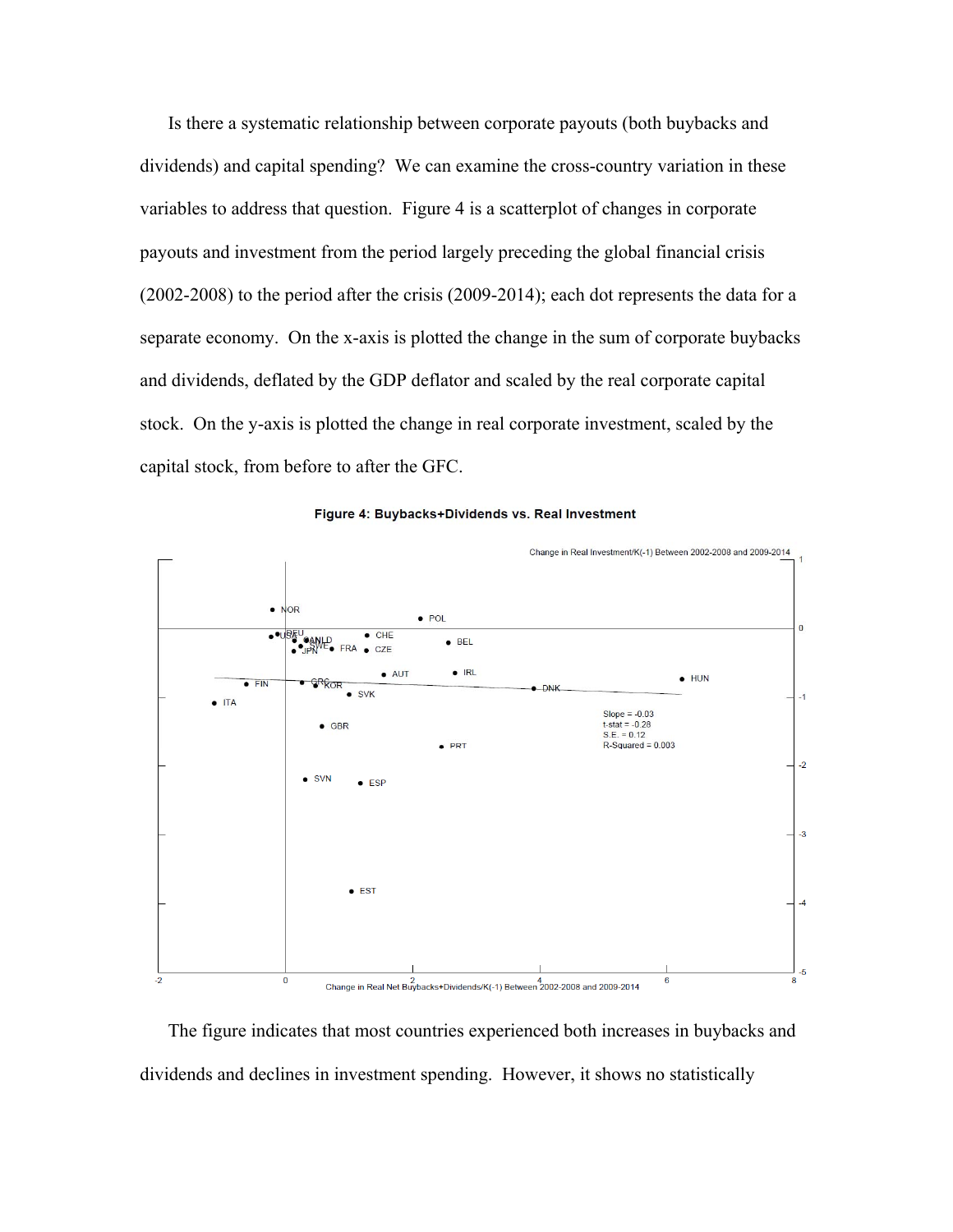Is there a systematic relationship between corporate payouts (both buybacks and dividends) and capital spending? We can examine the cross-country variation in these variables to address that question. Figure 4 is a scatterplot of changes in corporate payouts and investment from the period largely preceding the global financial crisis (2002-2008) to the period after the crisis (2009-2014); each dot represents the data for a separate economy. On the x-axis is plotted the change in the sum of corporate buybacks and dividends, deflated by the GDP deflator and scaled by the real corporate capital stock. On the y-axis is plotted the change in real corporate investment, scaled by the capital stock, from before to after the GFC.

**Figure 4: Buybacks+Dividends vs. Real Investment**

Change in Real Investment/K(-1) Between 2002-2008 and 2009-2014

NOR, POL, DEU, USA, CAN, NLD, SWE, JPN, FRA, CHE, CZE, BEL, AUT, IRL, HUN, FIN, GRC, KOR, DNK, ITA, SVK, GBR, PRT, SVN, ESP, EST

Slope = -0.03
t-stat = -0.28
S.E. = 0.12
R-Squared = 0.003

1, 0, -1, -2, -3, -4, -5

-2, 0, 2, 4, 6, 8

Change in Real Net Buybacks+Dividends/K(-1) Between 2002-2008 and 2009-2014

The figure indicates that most countries experienced both increases in buybacks and dividends and declines in investment spending. However, it shows no statistically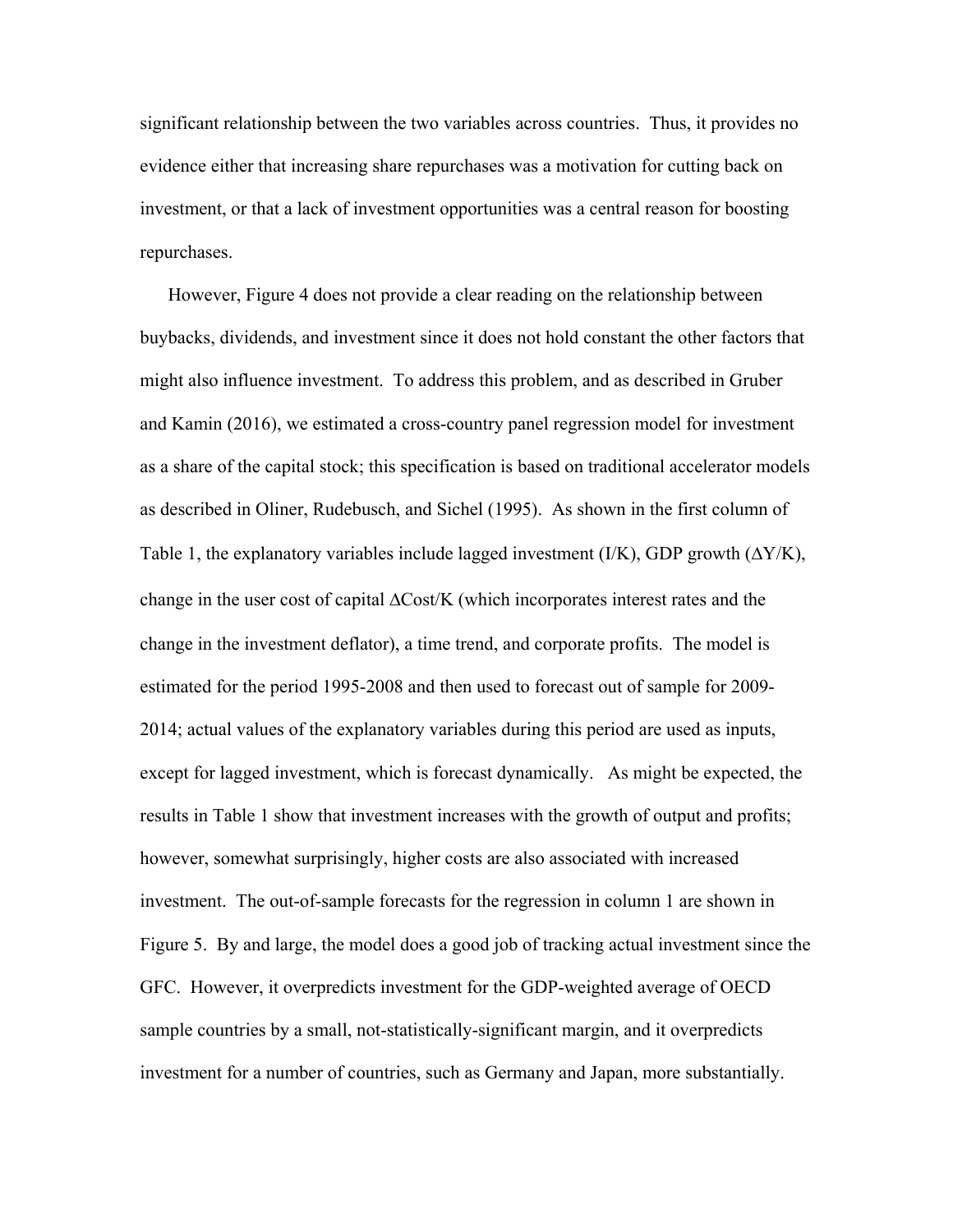significant relationship between the two variables across countries. Thus, it provides no evidence either that increasing share repurchases was a motivation for cutting back on investment, or that a lack of investment opportunities was a central reason for boosting repurchases.

However, Figure 4 does not provide a clear reading on the relationship between buybacks, dividends, and investment since it does not hold constant the other factors that might also influence investment. To address this problem, and as described in Gruber and Kamin (2016), we estimated a cross-country panel regression model for investment as a share of the capital stock; this specification is based on traditional accelerator models as described in Oliner, Rudebusch, and Sichel (1995). As shown in the first column of Table 1, the explanatory variables include lagged investment (I/K), GDP growth ($\Delta Y/K$), change in the user cost of capital $\Delta Cost/K$ (which incorporates interest rates and the change in the investment deflator), a time trend, and corporate profits. The model is estimated for the period 1995-2008 and then used to forecast out of sample for 2009-2014; actual values of the explanatory variables during this period are used as inputs, except for lagged investment, which is forecast dynamically. As might be expected, the results in Table 1 show that investment increases with the growth of output and profits; however, somewhat surprisingly, higher costs are also associated with increased investment. The out-of-sample forecasts for the regression in column 1 are shown in Figure 5. By and large, the model does a good job of tracking actual investment since the GFC. However, it overpredicts investment for the GDP-weighted average of OECD sample countries by a small, not-statistically-significant margin, and it overpredicts investment for a number of countries, such as Germany and Japan, more substantially.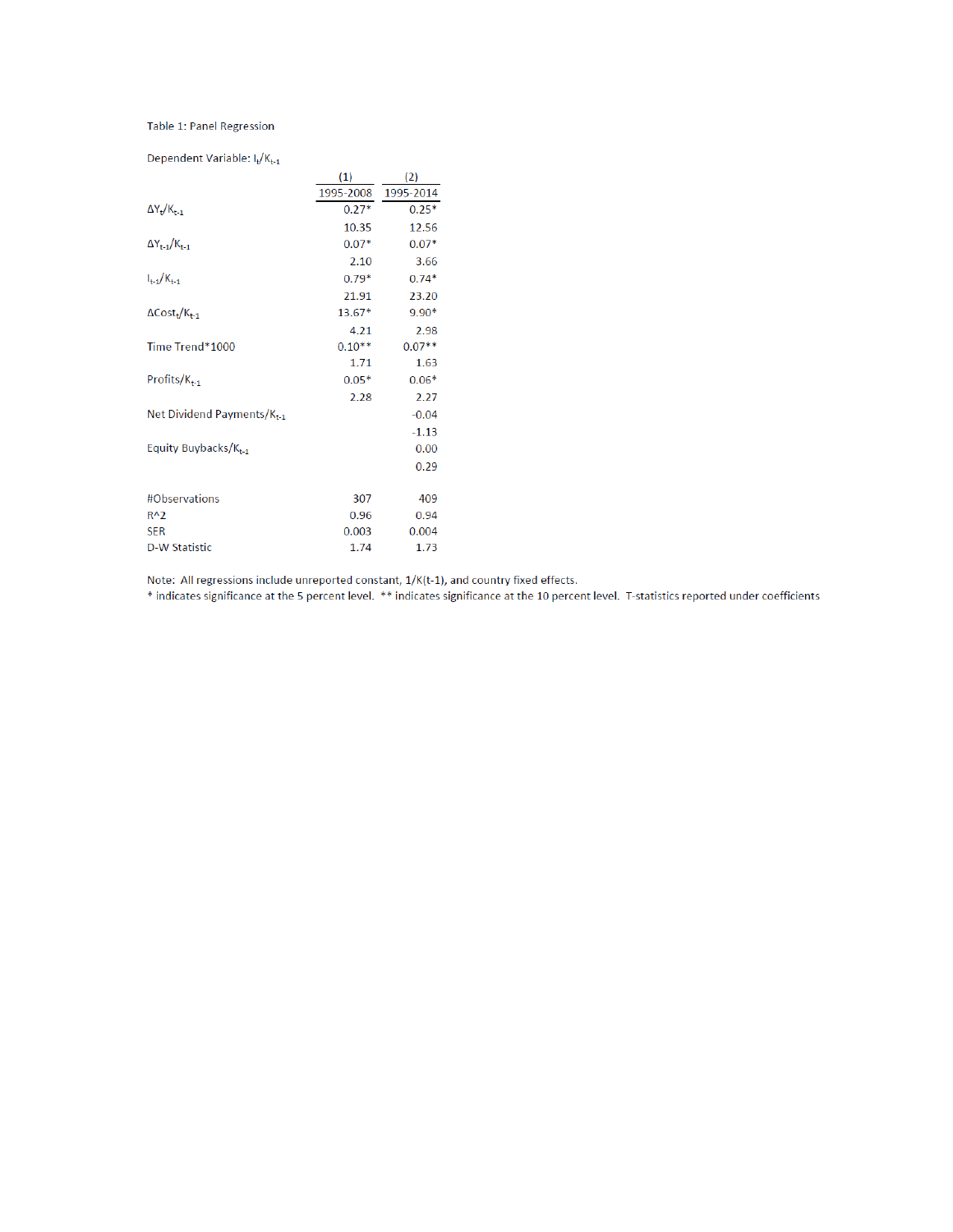Table 1: Panel Regression

Dependent Variable: $I_t/K_{t-1}$

| | (1) | (2) |
|---|---|---|
| | 1995-2008 | 1995-2014 |
| $\Delta Y_t/K_{t-1}$ | 0.27* | 0.25* |
| | 10.35 | 12.56 |
| $\Delta Y_{t-1}/K_{t-1}$ | 0.07* | 0.07* |
| | 2.10 | 3.66 |
| $I_{t-1}/K_{t-1}$ | 0.79* | 0.74* |
| | 21.91 | 23.20 |
| $\Delta Cost_t/K_{t-1}$ | 13.67* | 9.90* |
| | 4.21 | 2.98 |
| Time Trend*1000 | 0.10** | 0.07** |
| | 1.71 | 1.63 |
| $Profits/K_{t-1}$ | 0.05* | 0.06* |
| | 2.28 | 2.27 |
| Net Dividend $Payments/K_{t-1}$ | | -0.04 |
| | | -1.13 |
| Equity $Buybacks/K_{t-1}$ | | 0.00 |
| | | 0.29 |
| | | |
| #Observations | 307 | 409 |
| $R^2$ | 0.96 | 0.94 |
| SER | 0.003 | 0.004 |
| D-W Statistic | 1.74 | 1.73 |

Note: All regressions include unreported constant, 1/K(t-1), and country fixed effects.
* indicates significance at the 5 percent level. ** indicates significance at the 10 percent level. T-statistics reported under coefficients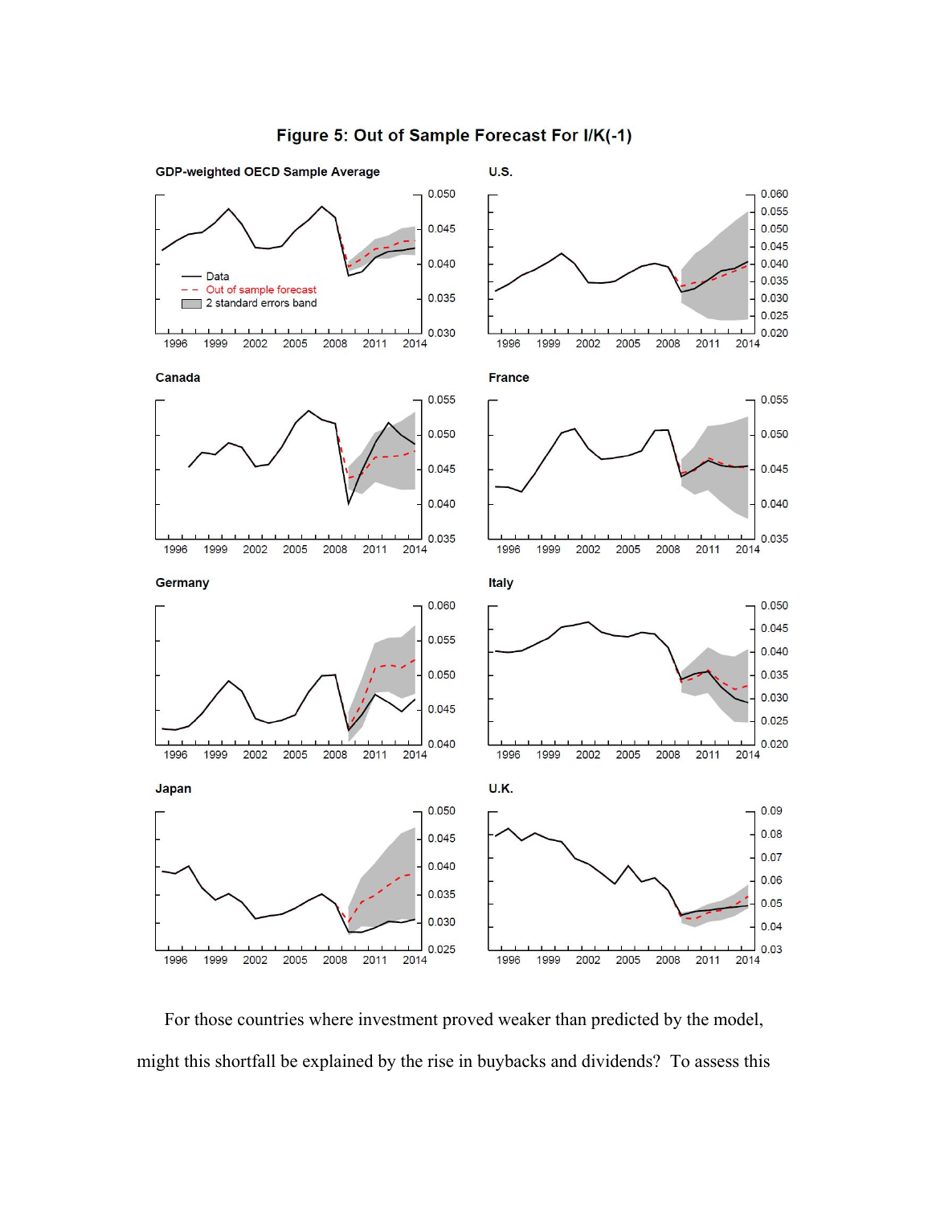## Figure 5: Out of Sample Forecast For I/K(-1)

GDP-weighted OECD Sample Average

0.050
0.045
0.040
0.035
0.030

Data
Out of sample forecast
2 standard errors band

1996 1999 2002 2005 2008 2011 2014

U.S.

0.060
0.055
0.050
0.045
0.040
0.035
0.030
0.025
0.020

1996 1999 2002 2005 2008 2011 2014

Canada

0.055
0.050
0.045
0.040
0.035

1996 1999 2002 2005 2008 2011 2014

France

0.055
0.050
0.045
0.040
0.035

1996 1999 2002 2005 2008 2011 2014

Germany

0.060
0.055
0.050
0.045
0.040

1996 1999 2002 2005 2008 2011 2014

Italy

0.050
0.045
0.040
0.035
0.030
0.025
0.020

1996 1999 2002 2005 2008 2011 2014

Japan

0.050
0.045
0.040
0.035
0.030
0.025

1996 1999 2002 2005 2008 2011 2014

U.K.

0.09
0.08
0.07
0.06
0.05
0.04
0.03

1996 1999 2002 2005 2008 2011 2014

For those countries where investment proved weaker than predicted by the model, might this shortfall be explained by the rise in buybacks and dividends? To assess this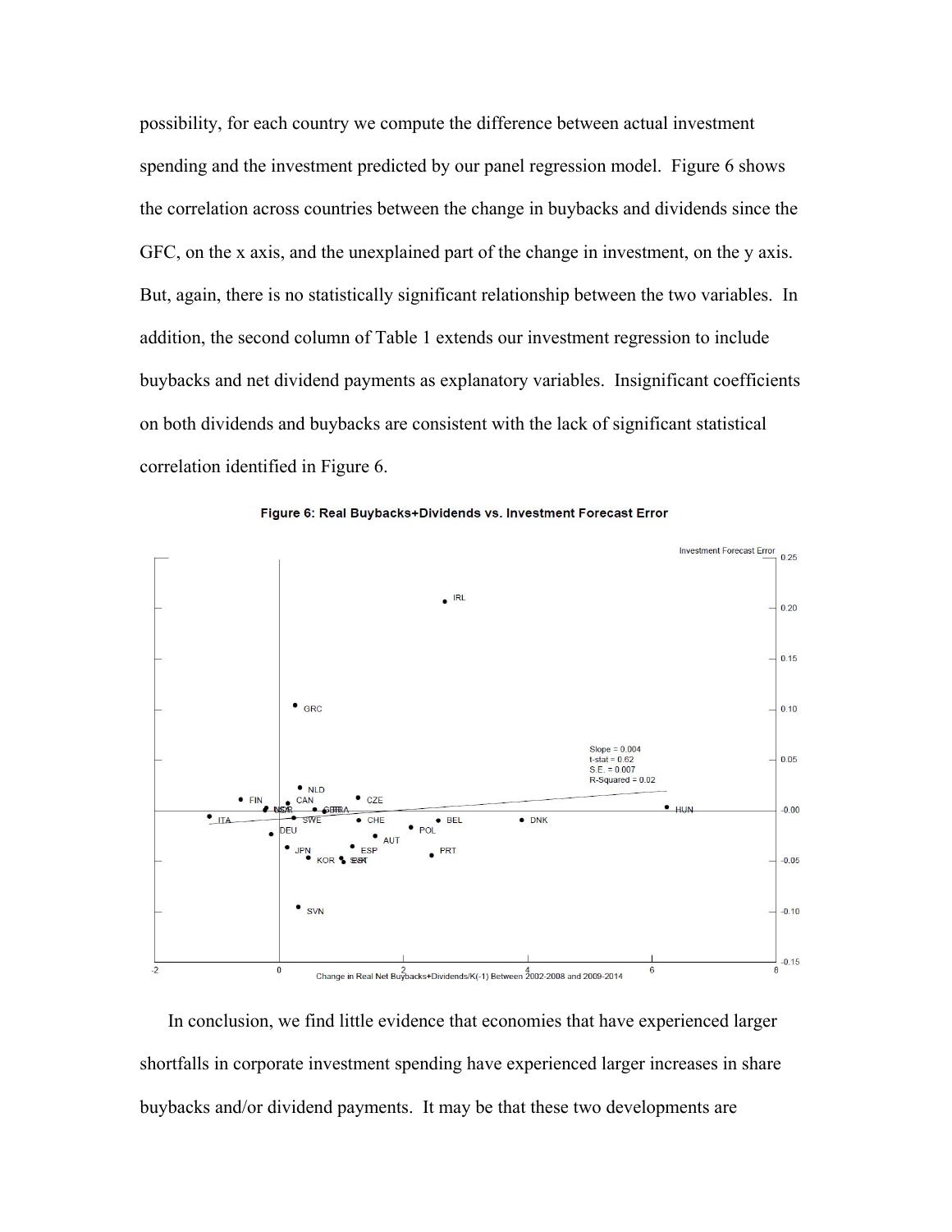possibility, for each country we compute the difference between actual investment spending and the investment predicted by our panel regression model. Figure 6 shows the correlation across countries between the change in buybacks and dividends since the GFC, on the x axis, and the unexplained part of the change in investment, on the y axis. But, again, there is no statistically significant relationship between the two variables. In addition, the second column of Table 1 extends our investment regression to include buybacks and net dividend payments as explanatory variables. Insignificant coefficients on both dividends and buybacks are consistent with the lack of significant statistical correlation identified in Figure 6.

**Figure 6: Real Buybacks+Dividends vs. Investment Forecast Error**

Investment Forecast Error

Slope = 0.004
t-stat = 0.62
S.E. = 0.007
R-Squared = 0.02

IRL, GRC, NLD, FIN, CAN, CZE, ITA, SWE, DEU, CHE, BEL, DNK, HUN, POL, AUT, JPN, ESP, PRT, KOR, SVN

0.25, 0.20, 0.15, 0.10, 0.05, -0.00, -0.05, -0.10, -0.15

-2, 0, 2, 4, 6, 8

Change in Real Net Buybacks+Dividends/K(-1) Between 2002-2008 and 2009-2014

In conclusion, we find little evidence that economies that have experienced larger shortfalls in corporate investment spending have experienced larger increases in share buybacks and/or dividend payments. It may be that these two developments are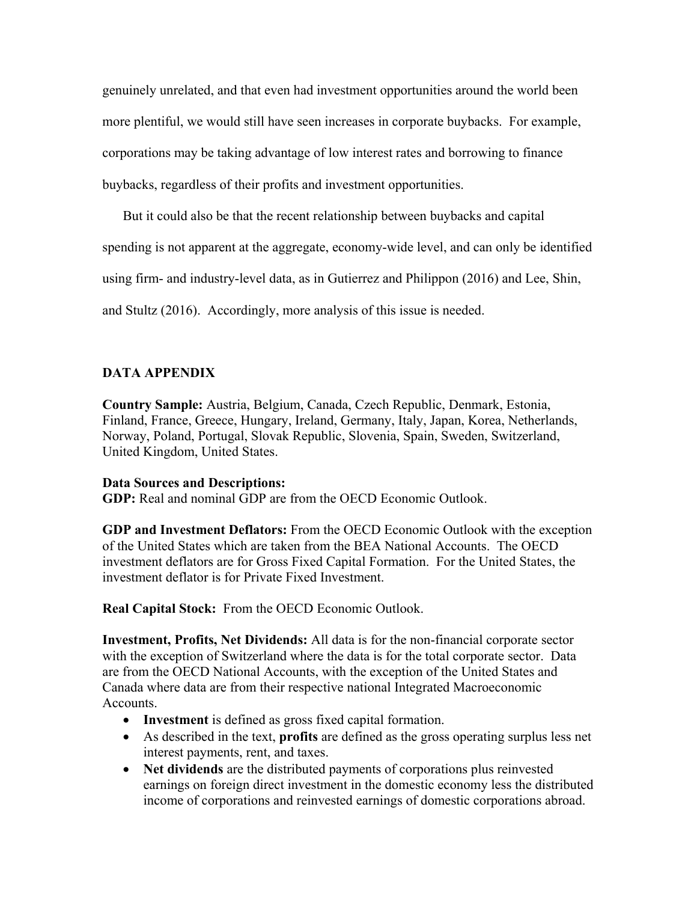genuinely unrelated, and that even had investment opportunities around the world been more plentiful, we would still have seen increases in corporate buybacks. For example, corporations may be taking advantage of low interest rates and borrowing to finance buybacks, regardless of their profits and investment opportunities.

But it could also be that the recent relationship between buybacks and capital spending is not apparent at the aggregate, economy-wide level, and can only be identified using firm- and industry-level data, as in Gutierrez and Philippon (2016) and Lee, Shin, and Stultz (2016). Accordingly, more analysis of this issue is needed.

## DATA APPENDIX

**Country Sample:** Austria, Belgium, Canada, Czech Republic, Denmark, Estonia, Finland, France, Greece, Hungary, Ireland, Germany, Italy, Japan, Korea, Netherlands, Norway, Poland, Portugal, Slovak Republic, Slovenia, Spain, Sweden, Switzerland, United Kingdom, United States.

**Data Sources and Descriptions:**
**GDP:** Real and nominal GDP are from the OECD Economic Outlook.

**GDP and Investment Deflators:** From the OECD Economic Outlook with the exception of the United States which are taken from the BEA National Accounts. The OECD investment deflators are for Gross Fixed Capital Formation. For the United States, the investment deflator is for Private Fixed Investment.

**Real Capital Stock:** From the OECD Economic Outlook.

**Investment, Profits, Net Dividends:** All data is for the non-financial corporate sector with the exception of Switzerland where the data is for the total corporate sector. Data are from the OECD National Accounts, with the exception of the United States and Canada where data are from their respective national Integrated Macroeconomic Accounts.

- **Investment** is defined as gross fixed capital formation.
- As described in the text, **profits** are defined as the gross operating surplus less net interest payments, rent, and taxes.
- **Net dividends** are the distributed payments of corporations plus reinvested earnings on foreign direct investment in the domestic economy less the distributed income of corporations and reinvested earnings of domestic corporations abroad.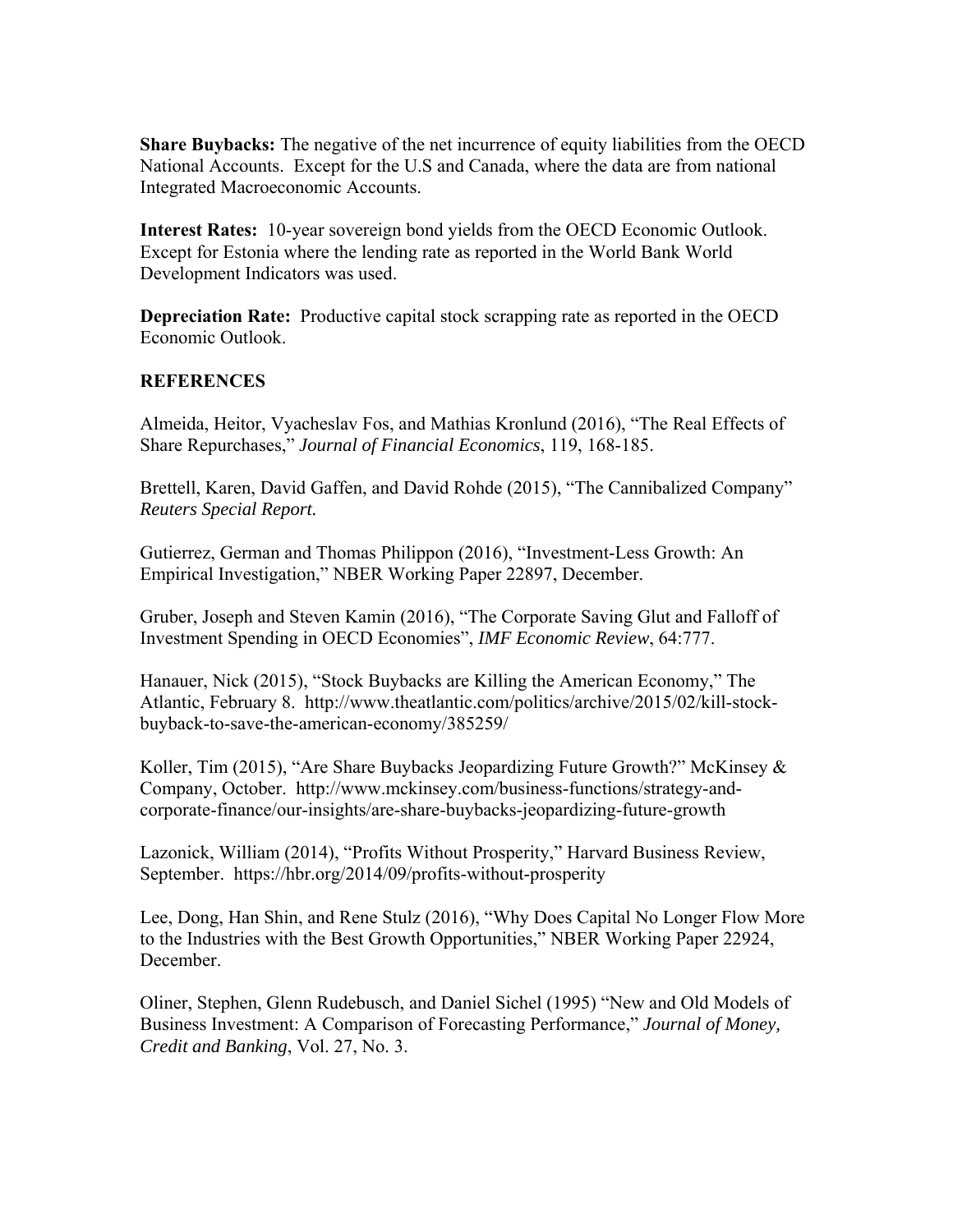**Share Buybacks:** The negative of the net incurrence of equity liabilities from the OECD National Accounts. Except for the U.S and Canada, where the data are from national Integrated Macroeconomic Accounts.

**Interest Rates:** 10-year sovereign bond yields from the OECD Economic Outlook. Except for Estonia where the lending rate as reported in the World Bank World Development Indicators was used.

**Depreciation Rate:** Productive capital stock scrapping rate as reported in the OECD Economic Outlook.

## REFERENCES

Almeida, Heitor, Vyacheslav Fos, and Mathias Kronlund (2016), "The Real Effects of Share Repurchases," *Journal of Financial Economics*, 119, 168-185.

Brettell, Karen, David Gaffen, and David Rohde (2015), "The Cannibalized Company" *Reuters Special Report.*

Gutierrez, German and Thomas Philippon (2016), "Investment-Less Growth: An Empirical Investigation," NBER Working Paper 22897, December.

Gruber, Joseph and Steven Kamin (2016), "The Corporate Saving Glut and Falloff of Investment Spending in OECD Economies", *IMF Economic Review*, 64:777.

Hanauer, Nick (2015), "Stock Buybacks are Killing the American Economy," The Atlantic, February 8. http://www.theatlantic.com/politics/archive/2015/02/kill-stock-buyback-to-save-the-american-economy/385259/

Koller, Tim (2015), "Are Share Buybacks Jeopardizing Future Growth?" McKinsey & Company, October. http://www.mckinsey.com/business-functions/strategy-and-corporate-finance/our-insights/are-share-buybacks-jeopardizing-future-growth

Lazonick, William (2014), "Profits Without Prosperity," Harvard Business Review, September. https://hbr.org/2014/09/profits-without-prosperity

Lee, Dong, Han Shin, and Rene Stulz (2016), "Why Does Capital No Longer Flow More to the Industries with the Best Growth Opportunities," NBER Working Paper 22924, December.

Oliner, Stephen, Glenn Rudebusch, and Daniel Sichel (1995) "New and Old Models of Business Investment: A Comparison of Forecasting Performance," *Journal of Money, Credit and Banking*, Vol. 27, No. 3.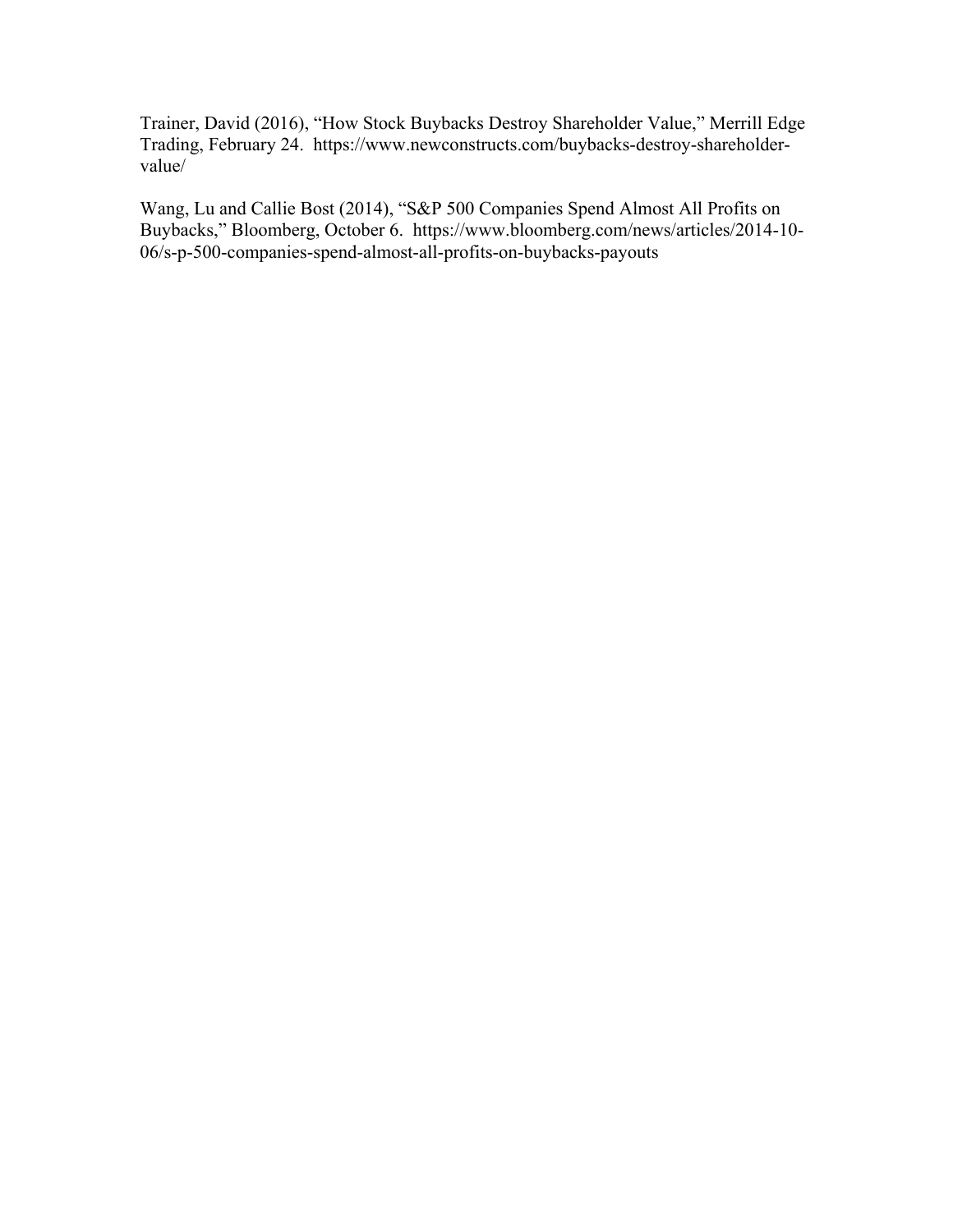Trainer, David (2016), "How Stock Buybacks Destroy Shareholder Value," Merrill Edge Trading, February 24. https://www.newconstructs.com/buybacks-destroy-shareholder-value/

Wang, Lu and Callie Bost (2014), "S&P 500 Companies Spend Almost All Profits on Buybacks," Bloomberg, October 6. https://www.bloomberg.com/news/articles/2014-10-06/s-p-500-companies-spend-almost-all-profits-on-buybacks-payouts